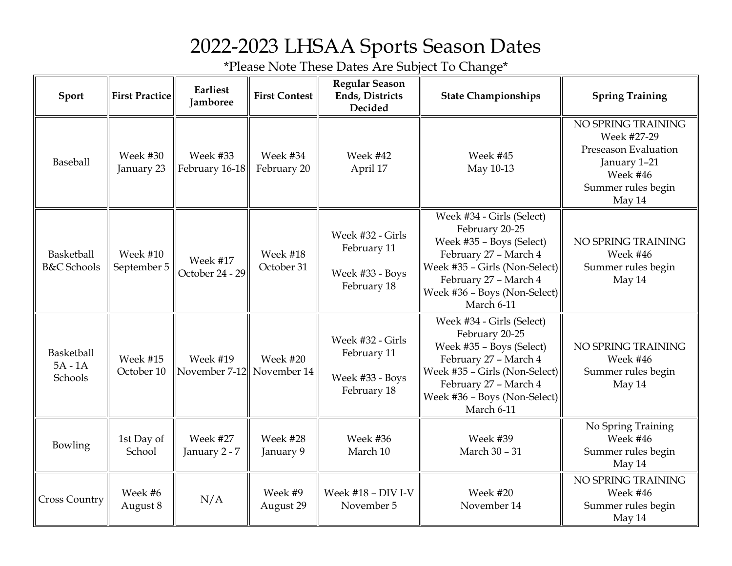# 2022-2023 LHSAA Sports Season Dates

*Please Note These Dates Are Subject To Change*

| Sport | First Practice | Earliest Jamboree | First Contest | Regular Season Ends, Districts Decided | State Championships | Spring Training |
|---|---|---|---|---|---|---|
| Baseball | Week #30<br>January 23 | Week #33<br>February 16-18 | Week #34<br>February 20 | Week #42<br>April 17 | Week #45<br>May 10-13 | NO SPRING TRAINING<br>Week #27-29<br>Preseason Evaluation<br>January 1–21<br>Week #46<br>Summer rules begin<br>May 14 |
| Basketball<br>B&C Schools | Week #10<br>September 5 | Week #17<br>October 24 - 29 | Week #18<br>October 31 | Week #32 - Girls<br>February 11<br><br>Week #33 - Boys<br>February 18 | Week #34 - Girls (Select)<br>February 20-25<br>Week #35 – Boys (Select)<br>February 27 – March 4<br>Week #35 – Girls (Non-Select)<br>February 27 – March 4<br>Week #36 – Boys (Non-Select)<br>March 6-11 | NO SPRING TRAINING<br>Week #46<br>Summer rules begin<br>May 14 |
| Basketball<br>5A - 1A<br>Schools | Week #15<br>October 10 | Week #19<br>November 7-12 | Week #20<br>November 14 | Week #32 - Girls<br>February 11<br><br>Week #33 - Boys<br>February 18 | Week #34 - Girls (Select)<br>February 20-25<br>Week #35 – Boys (Select)<br>February 27 – March 4<br>Week #35 – Girls (Non-Select)<br>February 27 – March 4<br>Week #36 – Boys (Non-Select)<br>March 6-11 | NO SPRING TRAINING<br>Week #46<br>Summer rules begin<br>May 14 |
| Bowling | 1st Day of School | Week #27<br>January 2 - 7 | Week #28<br>January 9 | Week #36<br>March 10 | Week #39<br>March 30 – 31 | No Spring Training<br>Week #46<br>Summer rules begin<br>May 14 |
| Cross Country | Week #6<br>August 8 | N/A | Week #9<br>August 29 | Week #18 – DIV I-V<br>November 5 | Week #20<br>November 14 | NO SPRING TRAINING<br>Week #46<br>Summer rules begin<br>May 14 |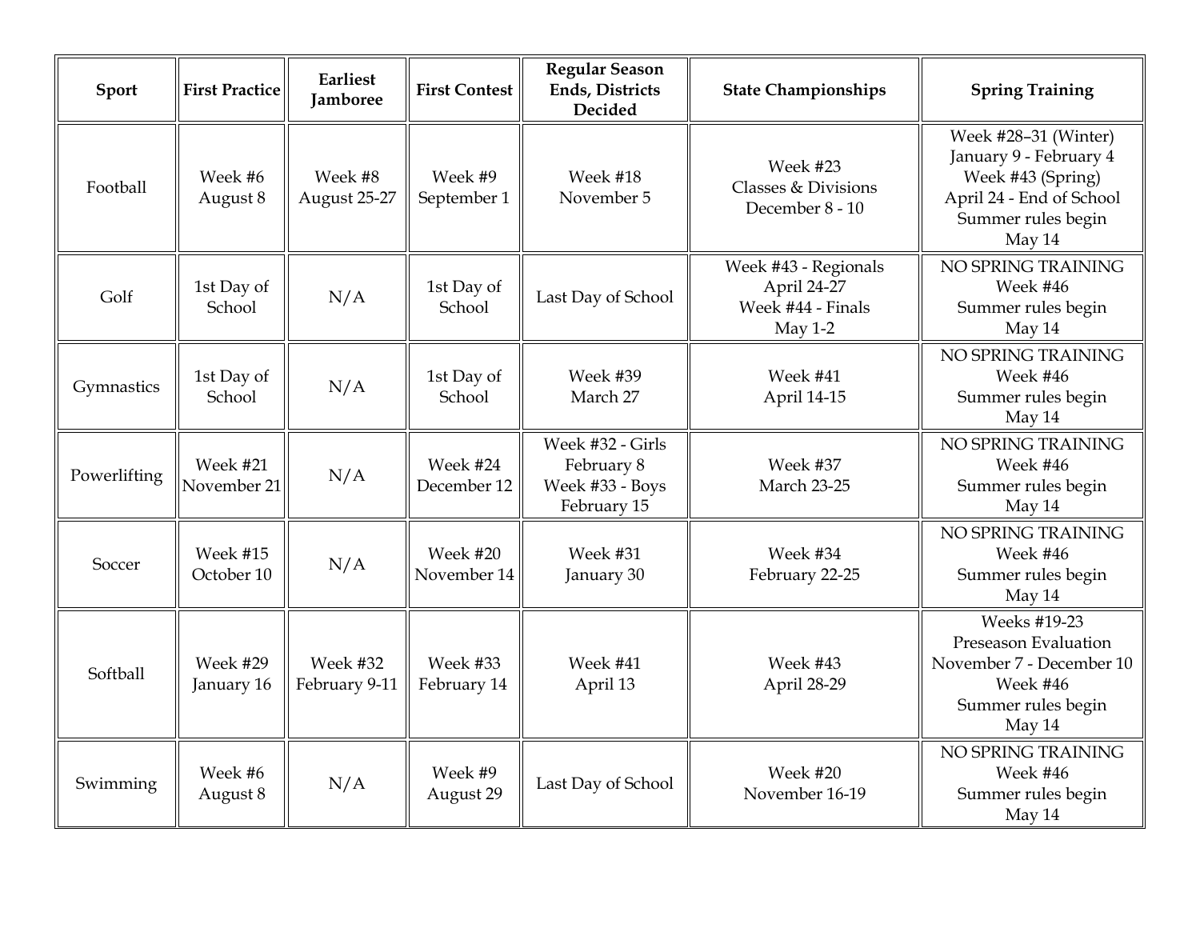| Sport | First Practice | Earliest Jamboree | First Contest | Regular Season Ends, Districts Decided | State Championships | Spring Training |
|---|---|---|---|---|---|---|
| Football | Week #6<br>August 8 | Week #8<br>August 25-27 | Week #9<br>September 1 | Week #18<br>November 5 | Week #23<br>Classes & Divisions<br>December 8 - 10 | Week #28–31 (Winter)<br>January 9 - February 4<br>Week #43 (Spring)<br>April 24 - End of School<br>Summer rules begin<br>May 14 |
| Golf | 1st Day of School | N/A | 1st Day of School | Last Day of School | Week #43 - Regionals<br>April 24-27<br>Week #44 - Finals<br>May 1-2 | NO SPRING TRAINING<br>Week #46<br>Summer rules begin<br>May 14 |
| Gymnastics | 1st Day of School | N/A | 1st Day of School | Week #39<br>March 27 | Week #41<br>April 14-15 | NO SPRING TRAINING<br>Week #46<br>Summer rules begin<br>May 14 |
| Powerlifting | Week #21<br>November 21 | N/A | Week #24<br>December 12 | Week #32 - Girls<br>February 8<br>Week #33 - Boys<br>February 15 | Week #37<br>March 23-25 | NO SPRING TRAINING<br>Week #46<br>Summer rules begin<br>May 14 |
| Soccer | Week #15<br>October 10 | N/A | Week #20<br>November 14 | Week #31<br>January 30 | Week #34<br>February 22-25 | NO SPRING TRAINING<br>Week #46<br>Summer rules begin<br>May 14 |
| Softball | Week #29<br>January 16 | Week #32<br>February 9-11 | Week #33<br>February 14 | Week #41<br>April 13 | Week #43<br>April 28-29 | Weeks #19-23<br>Preseason Evaluation<br>November 7 - December 10<br>Week #46<br>Summer rules begin<br>May 14 |
| Swimming | Week #6<br>August 8 | N/A | Week #9<br>August 29 | Last Day of School | Week #20<br>November 16-19 | NO SPRING TRAINING<br>Week #46<br>Summer rules begin<br>May 14 |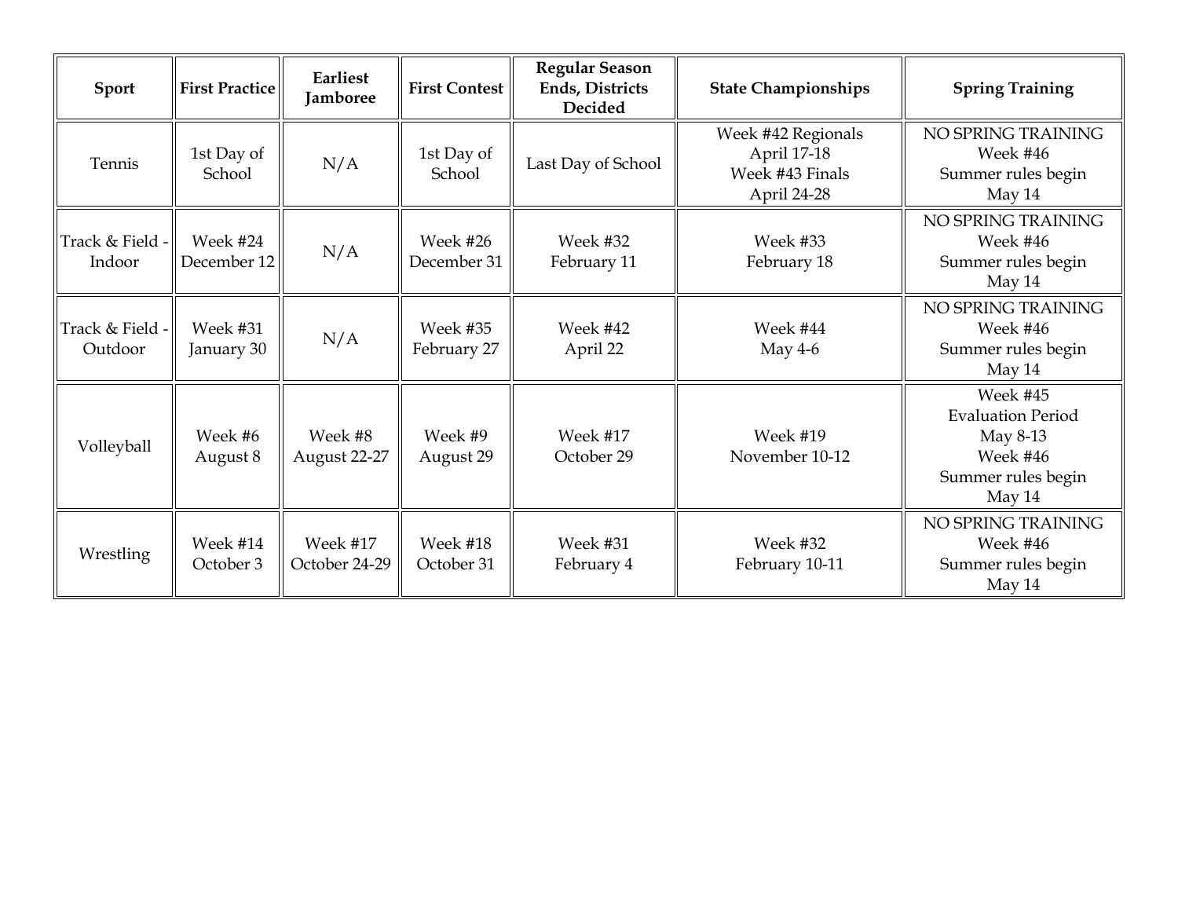| Sport | First Practice | Earliest Jamboree | First Contest | Regular Season Ends, Districts Decided | State Championships | Spring Training |
|---|---|---|---|---|---|---|
| Tennis | 1st Day of School | N/A | 1st Day of School | Last Day of School | Week #42 Regionals April 17-18 Week #43 Finals April 24-28 | NO SPRING TRAINING Week #46 Summer rules begin May 14 |
| Track & Field - Indoor | Week #24 December 12 | N/A | Week #26 December 31 | Week #32 February 11 | Week #33 February 18 | NO SPRING TRAINING Week #46 Summer rules begin May 14 |
| Track & Field - Outdoor | Week #31 January 30 | N/A | Week #35 February 27 | Week #42 April 22 | Week #44 May 4-6 | NO SPRING TRAINING Week #46 Summer rules begin May 14 |
| Volleyball | Week #6 August 8 | Week #8 August 22-27 | Week #9 August 29 | Week #17 October 29 | Week #19 November 10-12 | Week #45 Evaluation Period May 8-13 Week #46 Summer rules begin May 14 |
| Wrestling | Week #14 October 3 | Week #17 October 24-29 | Week #18 October 31 | Week #31 February 4 | Week #32 February 10-11 | NO SPRING TRAINING Week #46 Summer rules begin May 14 |